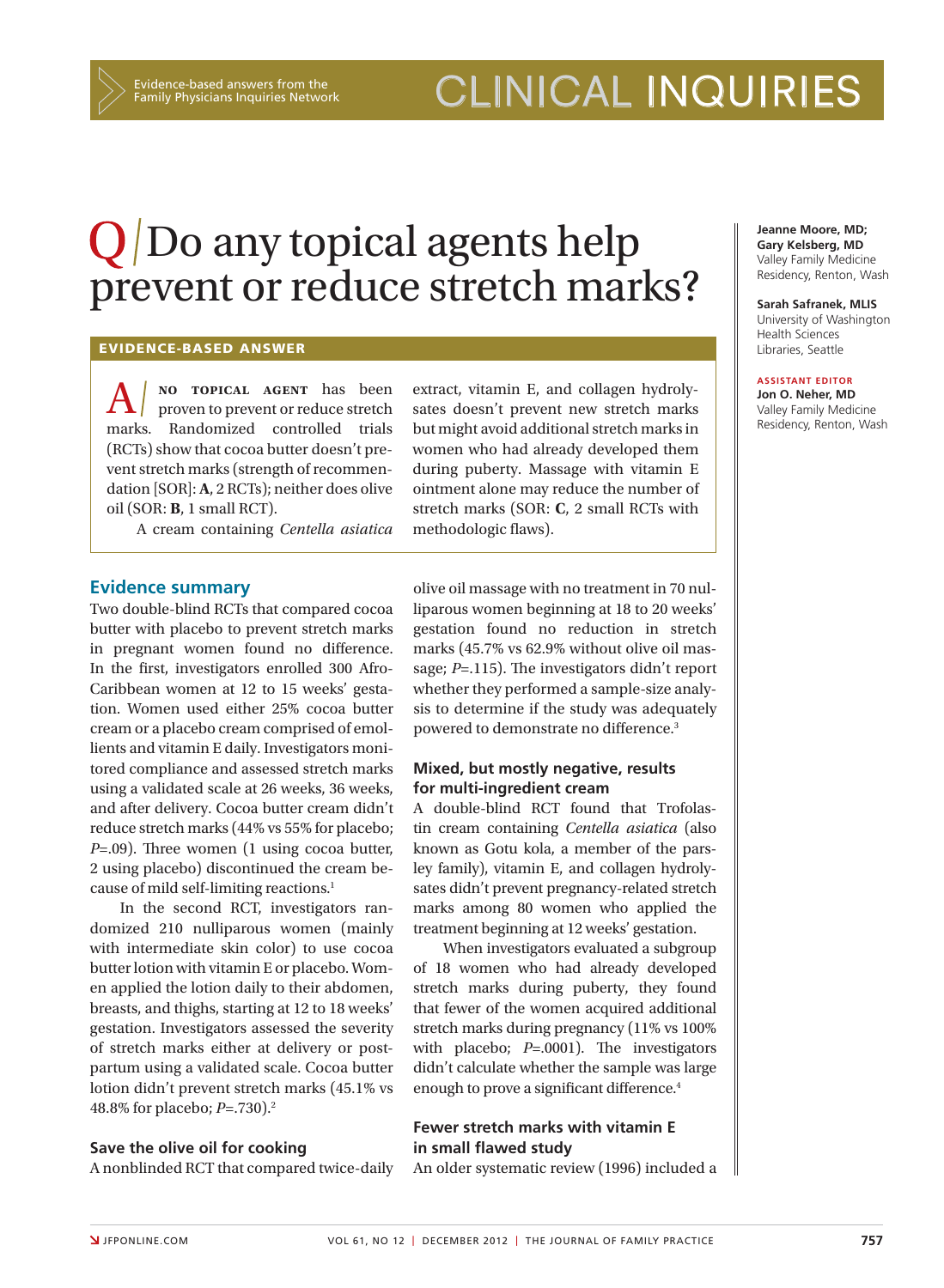Evidence-based answers from the Family Physicians Inquiries Network

# CLINICAL INQUIRIES

# Q / Do any topical agents help prevent or reduce stretch marks?

**Jeanne Moore, MD; Gary Kelsberg, MD**
Valley Family Medicine Residency, Renton, Wash

**Sarah Safranek, MLIS**
University of Washington Health Sciences Libraries, Seattle

**ASSISTANT EDITOR**
**Jon O. Neher, MD**
Valley Family Medicine Residency, Renton, Wash

## EVIDENCE-BASED ANSWER

**A /** NO TOPICAL AGENT has been proven to prevent or reduce stretch marks. Randomized controlled trials (RCTs) show that cocoa butter doesn't prevent stretch marks (strength of recommendation [SOR]: **A**, 2 RCTs); neither does olive oil (SOR: **B**, 1 small RCT).

A cream containing *Centella asiatica* extract, vitamin E, and collagen hydrolysates doesn't prevent new stretch marks but might avoid additional stretch marks in women who had already developed them during puberty. Massage with vitamin E ointment alone may reduce the number of stretch marks (SOR: **C**, 2 small RCTs with methodologic flaws).

## Evidence summary

Two double-blind RCTs that compared cocoa butter with placebo to prevent stretch marks in pregnant women found no difference. In the first, investigators enrolled 300 Afro-Caribbean women at 12 to 15 weeks' gestation. Women used either 25% cocoa butter cream or a placebo cream comprised of emollients and vitamin E daily. Investigators monitored compliance and assessed stretch marks using a validated scale at 26 weeks, 36 weeks, and after delivery. Cocoa butter cream didn't reduce stretch marks (44% vs 55% for placebo; $P$=.09). Three women (1 using cocoa butter, 2 using placebo) discontinued the cream because of mild self-limiting reactions.[1]

In the second RCT, investigators randomized 210 nulliparous women (mainly with intermediate skin color) to use cocoa butter lotion with vitamin E or placebo. Women applied the lotion daily to their abdomen, breasts, and thighs, starting at 12 to 18 weeks' gestation. Investigators assessed the severity of stretch marks either at delivery or postpartum using a validated scale. Cocoa butter lotion didn't prevent stretch marks (45.1% vs 48.8% for placebo; $P$=.730).[2]

### Save the olive oil for cooking

A nonblinded RCT that compared twice-daily olive oil massage with no treatment in 70 nulliparous women beginning at 18 to 20 weeks' gestation found no reduction in stretch marks (45.7% vs 62.9% without olive oil massage; $P$=.115). The investigators didn't report whether they performed a sample-size analysis to determine if the study was adequately powered to demonstrate no difference.[3]

### Mixed, but mostly negative, results for multi-ingredient cream

A double-blind RCT found that Trofolastin cream containing *Centella asiatica* (also known as Gotu kola, a member of the parsley family), vitamin E, and collagen hydrolysates didn't prevent pregnancy-related stretch marks among 80 women who applied the treatment beginning at 12 weeks' gestation.

When investigators evaluated a subgroup of 18 women who had already developed stretch marks during puberty, they found that fewer of the women acquired additional stretch marks during pregnancy (11% vs 100% with placebo; $P$=.0001). The investigators didn't calculate whether the sample was large enough to prove a significant difference.[4]

### Fewer stretch marks with vitamin E in small flawed study

An older systematic review (1996) included a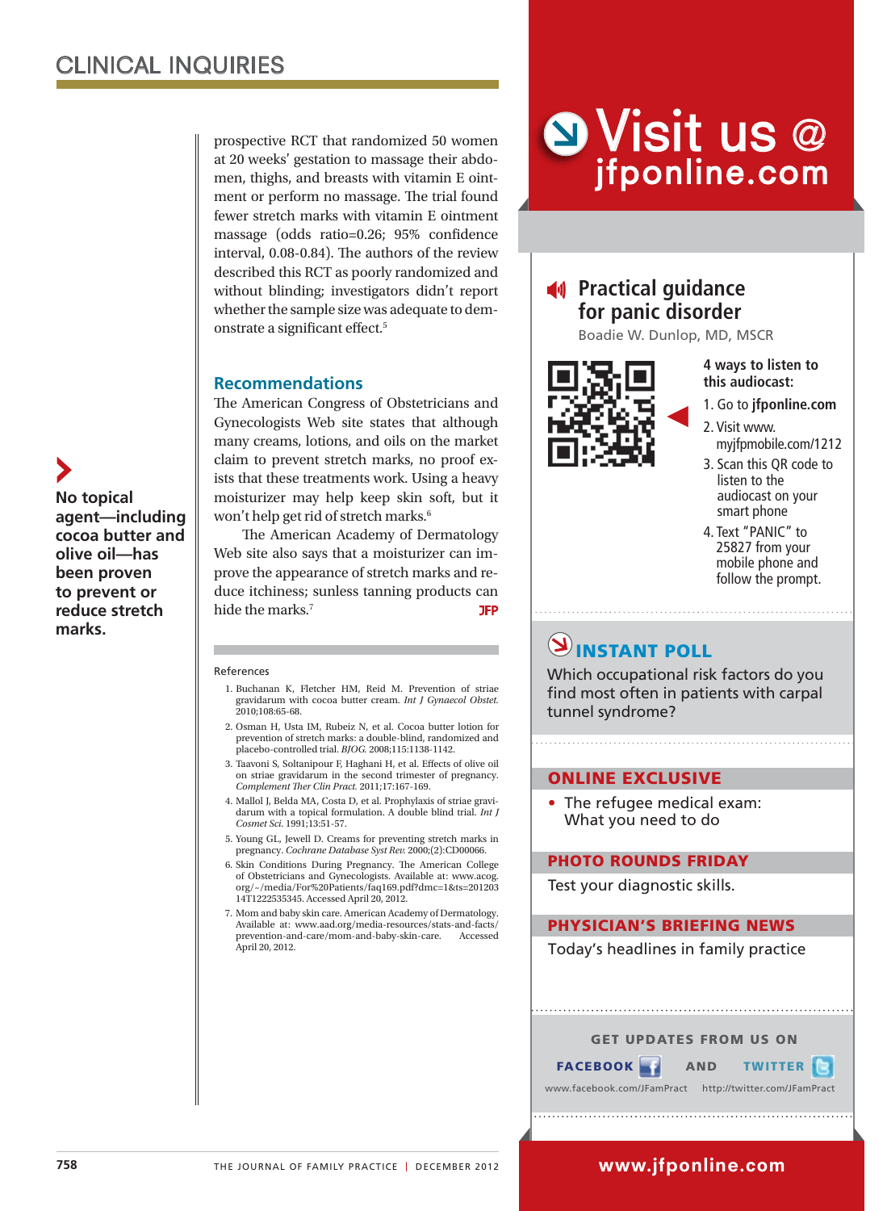prospective RCT that randomized 50 women at 20 weeks' gestation to massage their abdomen, thighs, and breasts with vitamin E ointment or perform no massage. The trial found fewer stretch marks with vitamin E ointment massage (odds ratio=0.26; 95% confidence interval, 0.08-0.84). The authors of the review described this RCT as poorly randomized and without blinding; investigators didn't report whether the sample size was adequate to demonstrate a significant effect.[5]

**No topical agent—including cocoa butter and olive oil—has been proven to prevent or reduce stretch marks.**

## Recommendations

The American Congress of Obstetricians and Gynecologists Web site states that although many creams, lotions, and oils on the market claim to prevent stretch marks, no proof exists that these treatments work. Using a heavy moisturizer may help keep skin soft, but it won't help get rid of stretch marks.[6]

The American Academy of Dermatology Web site also says that a moisturizer can improve the appearance of stretch marks and reduce itchiness; sunless tanning products can hide the marks.[7] JFP

### References

1. Buchanan K, Fletcher HM, Reid M. Prevention of striae gravidarum with cocoa butter cream. *Int J Gynaecol Obstet.* 2010;108:65-68.
2. Osman H, Usta IM, Rubeiz N, et al. Cocoa butter lotion for prevention of stretch marks: a double-blind, randomized and placebo-controlled trial. *BJOG.* 2008;115:1138-1142.
3. Taavoni S, Soltanipour F, Haghani H, et al. Effects of olive oil on striae gravidarum in the second trimester of pregnancy. *Complement Ther Clin Pract.* 2011;17:167-169.
4. Mallol J, Belda MA, Costa D, et al. Prophylaxis of striae gravidarum with a topical formulation. A double blind trial. *Int J Cosmet Sci.* 1991;13:51-57.
5. Young GL, Jewell D. Creams for preventing stretch marks in pregnancy. *Cochrane Database Syst Rev.* 2000;(2):CD00066.
6. Skin Conditions During Pregnancy. The American College of Obstetricians and Gynecologists. Available at: www.acog.org/~/media/For%20Patients/faq169.pdf?dmc=1&ts=20120314T1222535345. Accessed April 20, 2012.
7. Mom and baby skin care. American Academy of Dermatology. Available at: www.aad.org/media-resources/stats-and-facts/prevention-and-care/mom-and-baby-skin-care. Accessed April 20, 2012.

# Visit us @ jfponline.com

## Practical guidance for panic disorder

Boadie W. Dunlop, MD, MSCR

**4 ways to listen to this audiocast:**

1. Go to **jfponline.com**
2. Visit www.myjfpmobile.com/1212
3. Scan this QR code to listen to the audiocast on your smart phone
4. Text "PANIC" to 25827 from your mobile phone and follow the prompt.

## INSTANT POLL

Which occupational risk factors do you find most often in patients with carpal tunnel syndrome?

## ONLINE EXCLUSIVE

- The refugee medical exam: What you need to do

## PHOTO ROUNDS FRIDAY

Test your diagnostic skills.

## PHYSICIAN'S BRIEFING NEWS

Today's headlines in family practice

GET UPDATES FROM US ON

FACEBOOK AND TWITTER

www.facebook.com/JFamPract http://twitter.com/JFamPract

www.jfponline.com